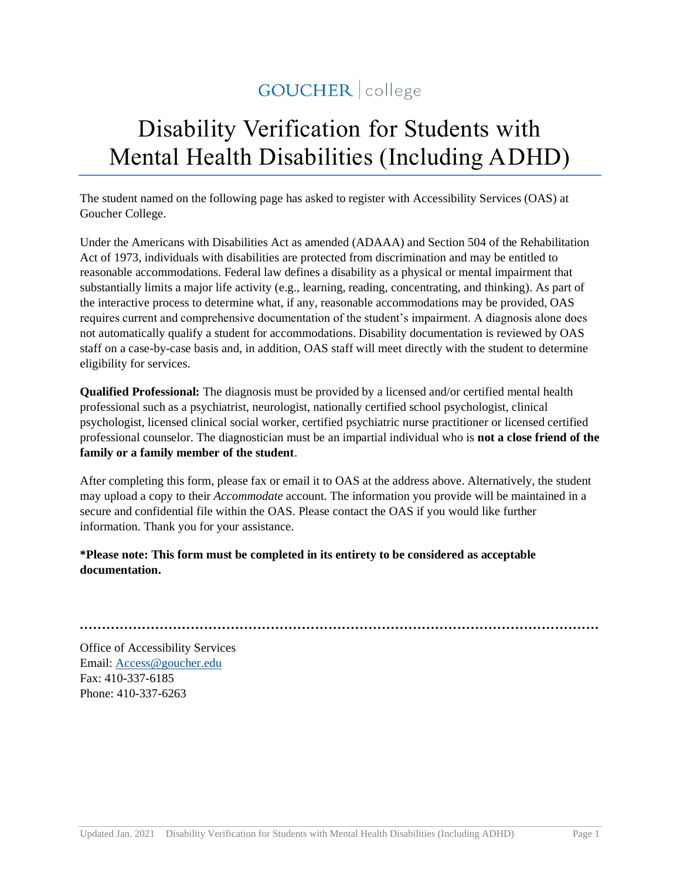GOUCHER | college

# Disability Verification for Students with Mental Health Disabilities (Including ADHD)

The student named on the following page has asked to register with Accessibility Services (OAS) at Goucher College.

Under the Americans with Disabilities Act as amended (ADAAA) and Section 504 of the Rehabilitation Act of 1973, individuals with disabilities are protected from discrimination and may be entitled to reasonable accommodations. Federal law defines a disability as a physical or mental impairment that substantially limits a major life activity (e.g., learning, reading, concentrating, and thinking). As part of the interactive process to determine what, if any, reasonable accommodations may be provided, OAS requires current and comprehensive documentation of the student's impairment. A diagnosis alone does not automatically qualify a student for accommodations. Disability documentation is reviewed by OAS staff on a case-by-case basis and, in addition, OAS staff will meet directly with the student to determine eligibility for services.

**Qualified Professional:** The diagnosis must be provided by a licensed and/or certified mental health professional such as a psychiatrist, neurologist, nationally certified school psychologist, clinical psychologist, licensed clinical social worker, certified psychiatric nurse practitioner or licensed certified professional counselor. The diagnostician must be an impartial individual who is **not a close friend of the family or a family member of the student**.

After completing this form, please fax or email it to OAS at the address above. Alternatively, the student may upload a copy to their *Accommodate* account. The information you provide will be maintained in a secure and confidential file within the OAS. Please contact the OAS if you would like further information. Thank you for your assistance.

**\*Please note: This form must be completed in its entirety to be considered as acceptable documentation.**

Office of Accessibility Services
Email: Access@goucher.edu
Fax: 410-337-6185
Phone: 410-337-6263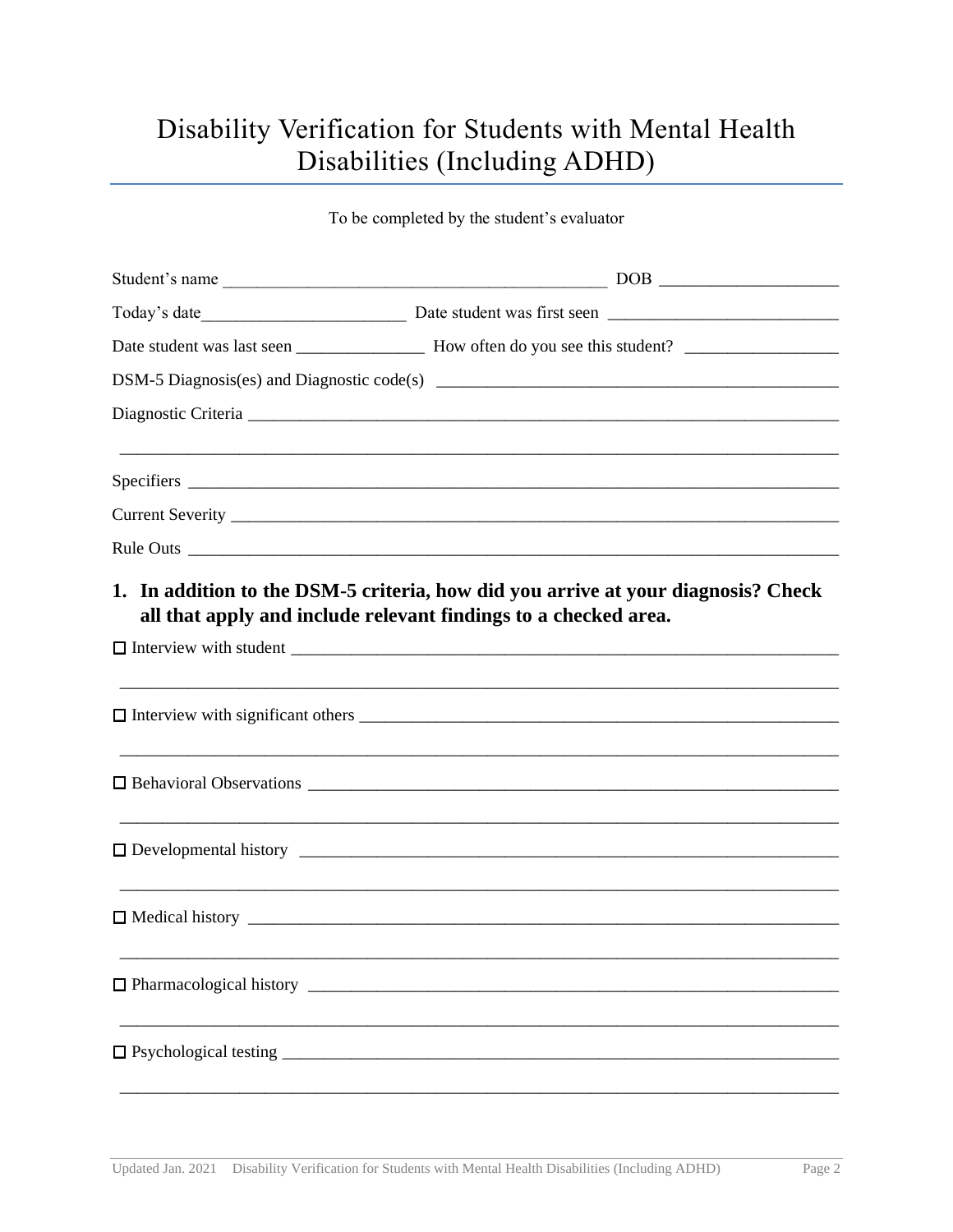# Disability Verification for Students with Mental Health Disabilities (Including ADHD)

To be completed by the student's evaluator

Student's name ____________________________________________ DOB ____________________

Today's date________________________ Date student was first seen ___________________________

Date student was last seen _______________ How often do you see this student? _________________

DSM-5 Diagnosis(es) and Diagnostic code(s) _______________________________________________

Diagnostic Criteria _____________________________________________________________________

_____________________________________________________________________________________

Specifiers ____________________________________________________________________________

Current Severity _______________________________________________________________________

Rule Outs ____________________________________________________________________________

## 1. In addition to the DSM-5 criteria, how did you arrive at your diagnosis? Check all that apply and include relevant findings to a checked area.

☐ Interview with student _______________________________________________________________

_____________________________________________________________________________________

☐ Interview with significant others ______________________________________________________

_____________________________________________________________________________________

☐ Behavioral Observations _____________________________________________________________

_____________________________________________________________________________________

☐ Developmental history _______________________________________________________________

_____________________________________________________________________________________

☐ Medical history ______________________________________________________________________

_____________________________________________________________________________________

☐ Pharmacological history ______________________________________________________________

_____________________________________________________________________________________

☐ Psychological testing ________________________________________________________________

_____________________________________________________________________________________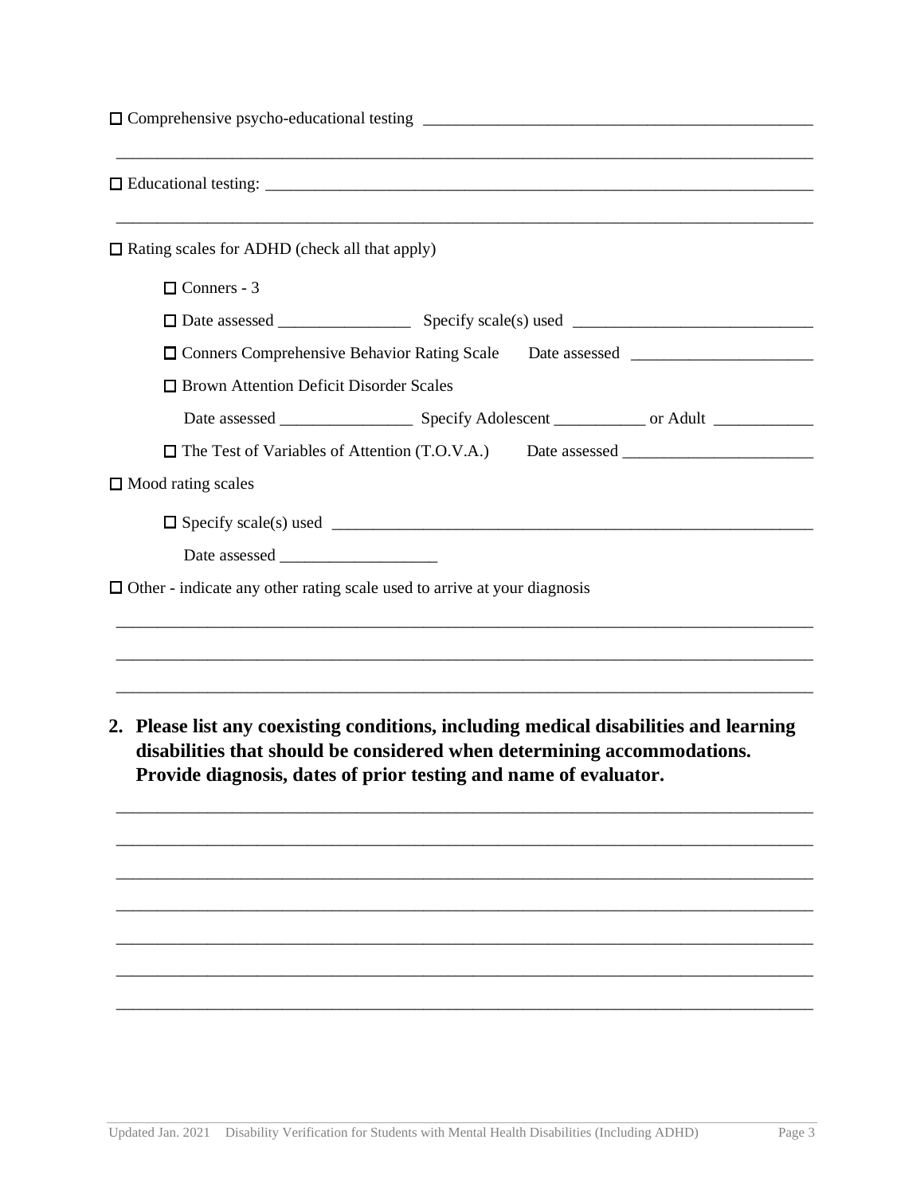☐ Comprehensive psycho-educational testing ________________________________________________

_____________________________________________________________________________________

☐ Educational testing: _________________________________________________________________

_____________________________________________________________________________________

☐ Rating scales for ADHD (check all that apply)

- ☐ Conners - 3
- ☐ Date assessed ________________ Specify scale(s) used ____________________________
- ☐ Conners Comprehensive Behavior Rating Scale Date assessed _____________________
- ☐ Brown Attention Deficit Disorder Scales

  Date assessed ________________ Specify Adolescent ___________ or Adult ____________
- ☐ The Test of Variables of Attention (T.O.V.A.) Date assessed ______________________

☐ Mood rating scales

- ☐ Specify scale(s) used ___________________________________________________________

  Date assessed ___________________

☐ Other - indicate any other rating scale used to arrive at your diagnosis

_____________________________________________________________________________________

_____________________________________________________________________________________

_____________________________________________________________________________________

**2. Please list any coexisting conditions, including medical disabilities and learning disabilities that should be considered when determining accommodations. Provide diagnosis, dates of prior testing and name of evaluator.**

_____________________________________________________________________________________

_____________________________________________________________________________________

_____________________________________________________________________________________

_____________________________________________________________________________________

_____________________________________________________________________________________

_____________________________________________________________________________________

_____________________________________________________________________________________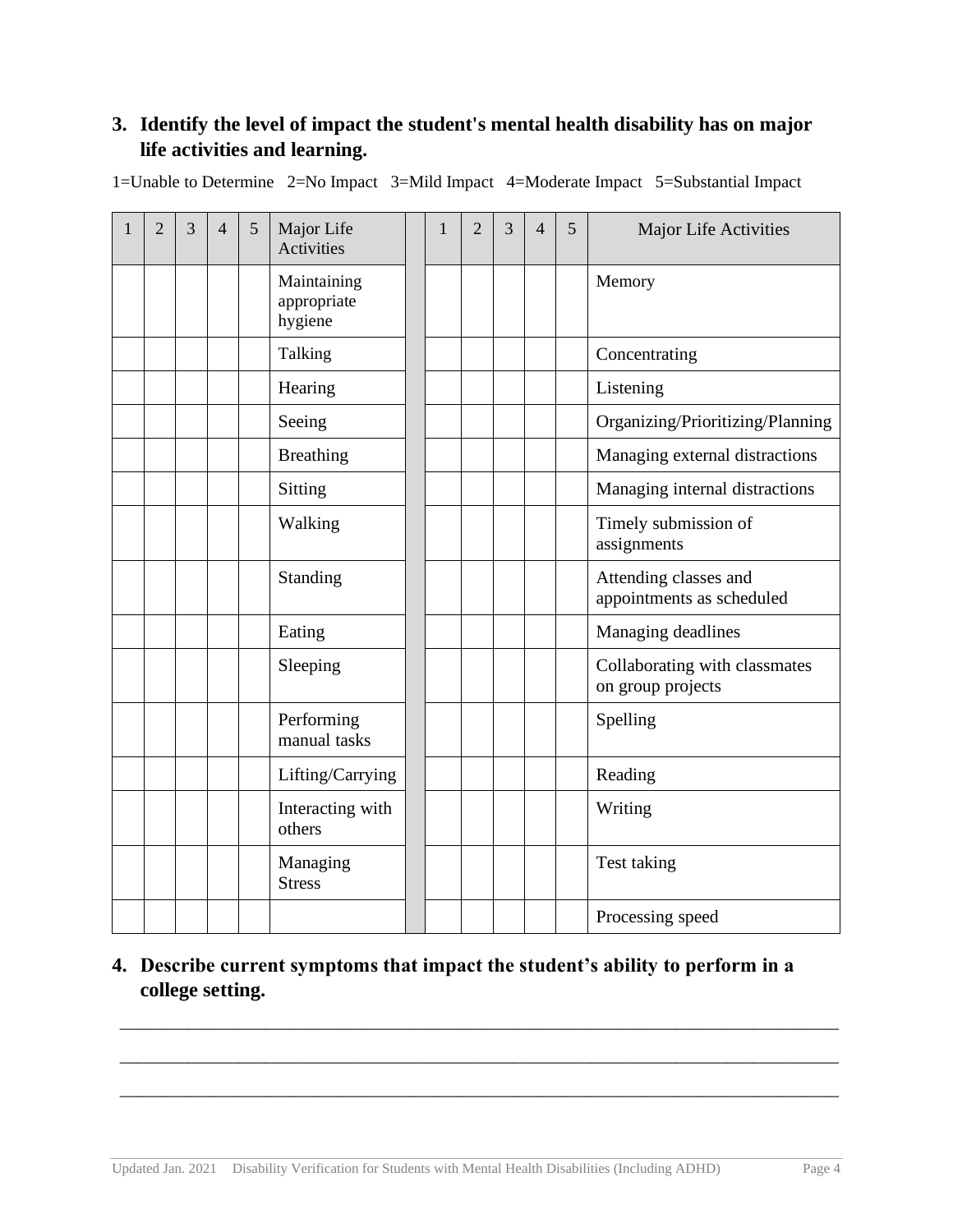## 3. Identify the level of impact the student's mental health disability has on major life activities and learning.

1=Unable to Determine 2=No Impact 3=Mild Impact 4=Moderate Impact 5=Substantial Impact

| 1 | 2 | 3 | 4 | 5 | Major Life Activities | | 1 | 2 | 3 | 4 | 5 | Major Life Activities |
|---|---|---|---|---|---|---|---|---|---|---|---|---|
| | | | | | Maintaining appropriate hygiene | | | | | | | Memory |
| | | | | | Talking | | | | | | | Concentrating |
| | | | | | Hearing | | | | | | | Listening |
| | | | | | Seeing | | | | | | | Organizing/Prioritizing/Planning |
| | | | | | Breathing | | | | | | | Managing external distractions |
| | | | | | Sitting | | | | | | | Managing internal distractions |
| | | | | | Walking | | | | | | | Timely submission of assignments |
| | | | | | Standing | | | | | | | Attending classes and appointments as scheduled |
| | | | | | Eating | | | | | | | Managing deadlines |
| | | | | | Sleeping | | | | | | | Collaborating with classmates on group projects |
| | | | | | Performing manual tasks | | | | | | | Spelling |
| | | | | | Lifting/Carrying | | | | | | | Reading |
| | | | | | Interacting with others | | | | | | | Writing |
| | | | | | Managing Stress | | | | | | | Test taking |
| | | | | | | | | | | | | Processing speed |

## 4. Describe current symptoms that impact the student's ability to perform in a college setting.

\_\_\_\_\_\_\_\_\_\_\_\_\_\_\_\_\_\_\_\_\_\_\_\_\_\_\_\_\_\_\_\_\_\_\_\_\_\_\_\_\_\_\_\_\_\_\_\_\_\_\_\_\_\_\_\_\_\_\_\_\_\_\_\_\_\_\_\_\_\_\_\_\_\_\_\_

\_\_\_\_\_\_\_\_\_\_\_\_\_\_\_\_\_\_\_\_\_\_\_\_\_\_\_\_\_\_\_\_\_\_\_\_\_\_\_\_\_\_\_\_\_\_\_\_\_\_\_\_\_\_\_\_\_\_\_\_\_\_\_\_\_\_\_\_\_\_\_\_\_\_\_\_

\_\_\_\_\_\_\_\_\_\_\_\_\_\_\_\_\_\_\_\_\_\_\_\_\_\_\_\_\_\_\_\_\_\_\_\_\_\_\_\_\_\_\_\_\_\_\_\_\_\_\_\_\_\_\_\_\_\_\_\_\_\_\_\_\_\_\_\_\_\_\_\_\_\_\_\_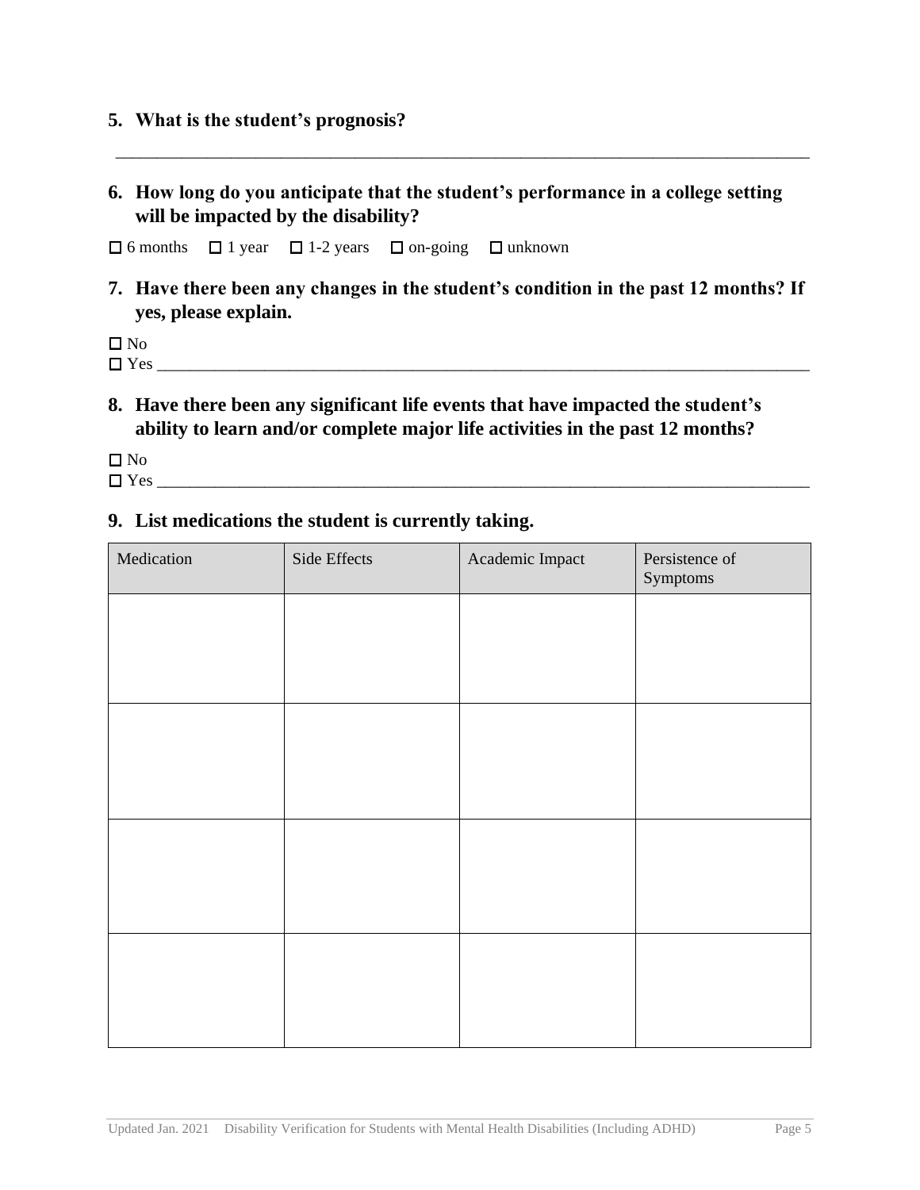**5. What is the student's prognosis?**

______________________________________________________________________________

**6. How long do you anticipate that the student's performance in a college setting will be impacted by the disability?**

☐ 6 months ☐ 1 year ☐ 1-2 years ☐ on-going ☐ unknown

**7. Have there been any changes in the student's condition in the past 12 months? If yes, please explain.**

☐ No
☐ Yes ______________________________________________________________________________

**8. Have there been any significant life events that have impacted the student's ability to learn and/or complete major life activities in the past 12 months?**

☐ No
☐ Yes ______________________________________________________________________________

**9. List medications the student is currently taking.**

| Medication | Side Effects | Academic Impact | Persistence of Symptoms |
|---|---|---|---|
| | | | |
| | | | |
| | | | |
| | | | |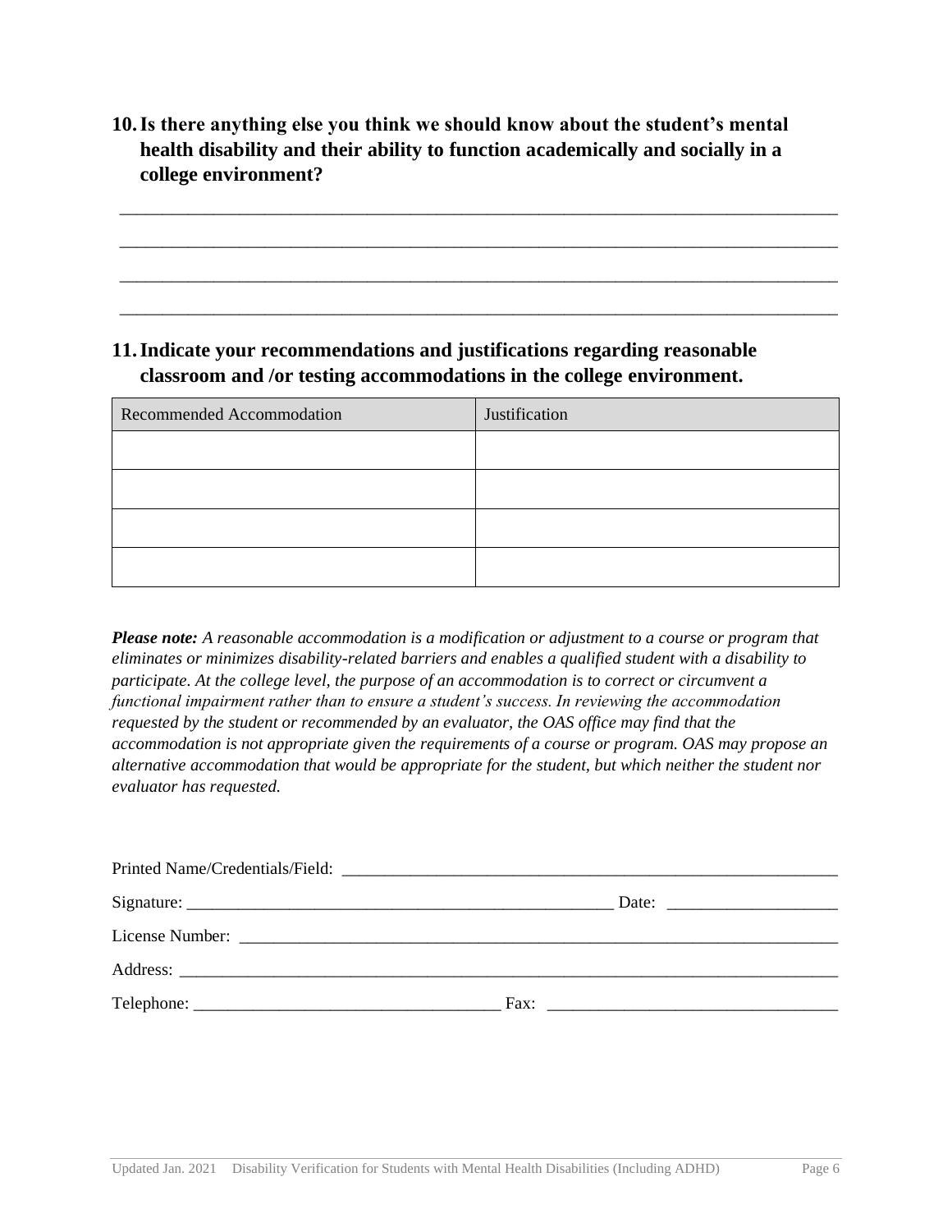**10. Is there anything else you think we should know about the student's mental health disability and their ability to function academically and socially in a college environment?**

\_\_\_\_\_\_\_\_\_\_\_\_\_\_\_\_\_\_\_\_\_\_\_\_\_\_\_\_\_\_\_\_\_\_\_\_\_\_\_\_\_\_\_\_\_\_\_\_\_\_\_\_\_\_\_\_\_\_\_\_\_\_\_\_\_\_\_\_\_\_\_\_\_\_\_\_

\_\_\_\_\_\_\_\_\_\_\_\_\_\_\_\_\_\_\_\_\_\_\_\_\_\_\_\_\_\_\_\_\_\_\_\_\_\_\_\_\_\_\_\_\_\_\_\_\_\_\_\_\_\_\_\_\_\_\_\_\_\_\_\_\_\_\_\_\_\_\_\_\_\_\_\_

\_\_\_\_\_\_\_\_\_\_\_\_\_\_\_\_\_\_\_\_\_\_\_\_\_\_\_\_\_\_\_\_\_\_\_\_\_\_\_\_\_\_\_\_\_\_\_\_\_\_\_\_\_\_\_\_\_\_\_\_\_\_\_\_\_\_\_\_\_\_\_\_\_\_\_\_

\_\_\_\_\_\_\_\_\_\_\_\_\_\_\_\_\_\_\_\_\_\_\_\_\_\_\_\_\_\_\_\_\_\_\_\_\_\_\_\_\_\_\_\_\_\_\_\_\_\_\_\_\_\_\_\_\_\_\_\_\_\_\_\_\_\_\_\_\_\_\_\_\_\_\_\_

**11. Indicate your recommendations and justifications regarding reasonable classroom and /or testing accommodations in the college environment.**

| Recommended Accommodation | Justification |
|---|---|
| | |
| | |
| | |
| | |

***Please note:*** *A reasonable accommodation is a modification or adjustment to a course or program that eliminates or minimizes disability-related barriers and enables a qualified student with a disability to participate. At the college level, the purpose of an accommodation is to correct or circumvent a functional impairment rather than to ensure a student's success. In reviewing the accommodation requested by the student or recommended by an evaluator, the OAS office may find that the accommodation is not appropriate given the requirements of a course or program. OAS may propose an alternative accommodation that would be appropriate for the student, but which neither the student nor evaluator has requested.*

Printed Name/Credentials/Field: \_\_\_\_\_\_\_\_\_\_\_\_\_\_\_\_\_\_\_\_\_\_\_\_\_\_\_\_\_\_\_\_\_\_\_\_\_\_\_\_\_\_\_\_\_\_\_\_\_\_

Signature: \_\_\_\_\_\_\_\_\_\_\_\_\_\_\_\_\_\_\_\_\_\_\_\_\_\_\_\_\_\_\_\_\_\_\_\_\_\_\_\_\_\_\_\_ Date: \_\_\_\_\_\_\_\_\_\_\_\_\_\_\_\_\_

License Number: \_\_\_\_\_\_\_\_\_\_\_\_\_\_\_\_\_\_\_\_\_\_\_\_\_\_\_\_\_\_\_\_\_\_\_\_\_\_\_\_\_\_\_\_\_\_\_\_\_\_\_\_\_\_\_\_\_\_\_\_

Address: \_\_\_\_\_\_\_\_\_\_\_\_\_\_\_\_\_\_\_\_\_\_\_\_\_\_\_\_\_\_\_\_\_\_\_\_\_\_\_\_\_\_\_\_\_\_\_\_\_\_\_\_\_\_\_\_\_\_\_\_\_\_\_\_\_\_\_

Telephone: \_\_\_\_\_\_\_\_\_\_\_\_\_\_\_\_\_\_\_\_\_\_\_\_\_\_\_\_\_\_\_\_ Fax: \_\_\_\_\_\_\_\_\_\_\_\_\_\_\_\_\_\_\_\_\_\_\_\_\_\_\_\_\_\_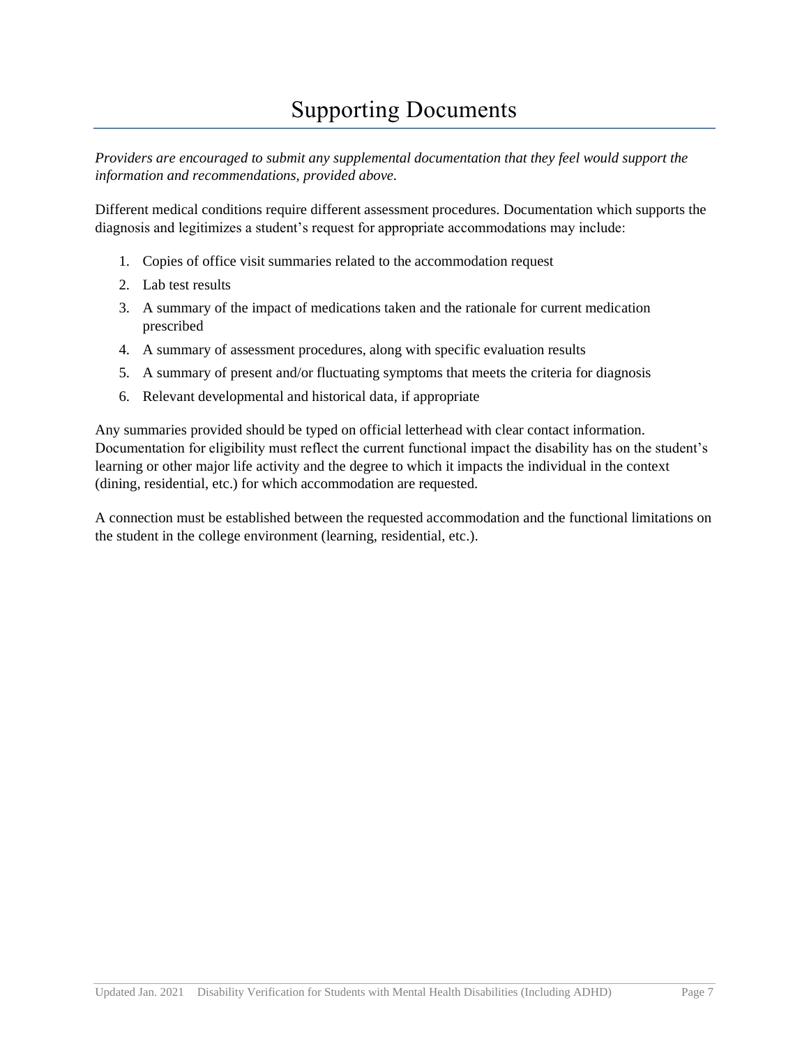# Supporting Documents

*Providers are encouraged to submit any supplemental documentation that they feel would support the information and recommendations, provided above.*

Different medical conditions require different assessment procedures. Documentation which supports the diagnosis and legitimizes a student's request for appropriate accommodations may include:

1. Copies of office visit summaries related to the accommodation request
2. Lab test results
3. A summary of the impact of medications taken and the rationale for current medication prescribed
4. A summary of assessment procedures, along with specific evaluation results
5. A summary of present and/or fluctuating symptoms that meets the criteria for diagnosis
6. Relevant developmental and historical data, if appropriate

Any summaries provided should be typed on official letterhead with clear contact information. Documentation for eligibility must reflect the current functional impact the disability has on the student's learning or other major life activity and the degree to which it impacts the individual in the context (dining, residential, etc.) for which accommodation are requested.

A connection must be established between the requested accommodation and the functional limitations on the student in the college environment (learning, residential, etc.).